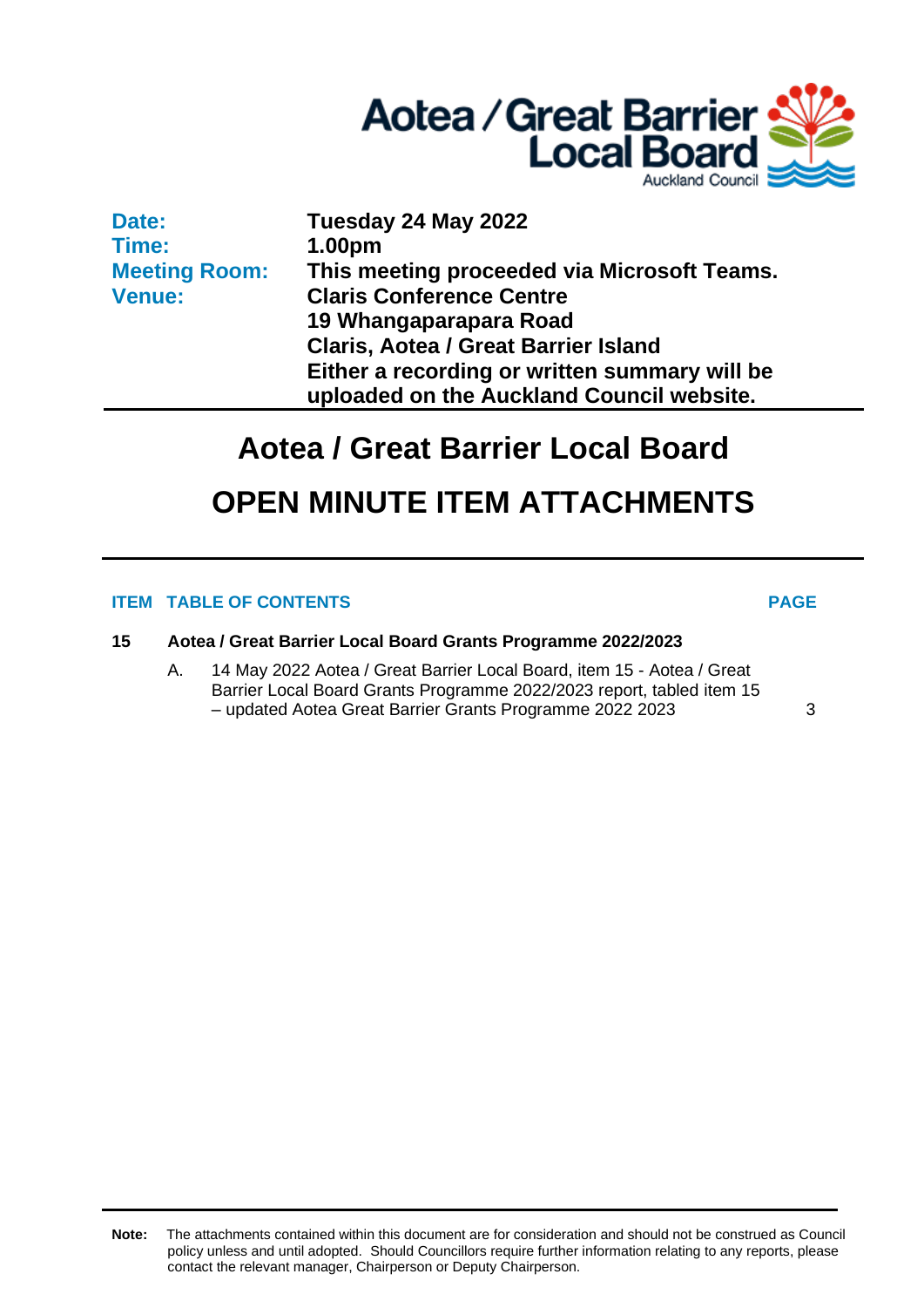Aotea / Great Barrier Local Board
Auckland Council

| | |
|---|---|
| **Date:** | **Tuesday 24 May 2022** |
| **Time:** | **1.00pm** |
| **Meeting Room:** | **This meeting proceeded via Microsoft Teams.** |
| **Venue:** | **Claris Conference Centre**<br>**19 Whangaparapara Road**<br>**Claris, Aotea / Great Barrier Island**<br>**Either a recording or written summary will be uploaded on the Auckland Council website.** |

# Aotea / Great Barrier Local Board

# OPEN MINUTE ITEM ATTACHMENTS

| ITEM | TABLE OF CONTENTS | PAGE |
|---|---|---|
| **15** | **Aotea / Great Barrier Local Board Grants Programme 2022/2023** | |
| | A. 14 May 2022 Aotea / Great Barrier Local Board, item 15 - Aotea / Great Barrier Local Board Grants Programme 2022/2023 report, tabled item 15 – updated Aotea Great Barrier Grants Programme 2022 2023 | 3 |

**Note:** The attachments contained within this document are for consideration and should not be construed as Council policy unless and until adopted. Should Councillors require further information relating to any reports, please contact the relevant manager, Chairperson or Deputy Chairperson.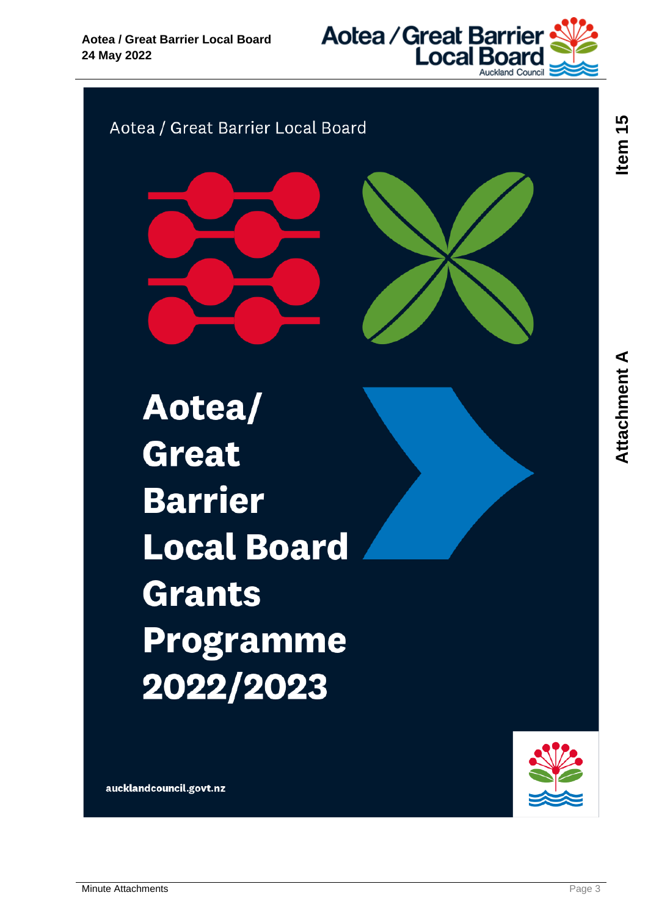Aotea / Great Barrier Local Board

# Aotea/ Great Barrier Local Board Grants Programme 2022/2023

aucklandcouncil.govt.nz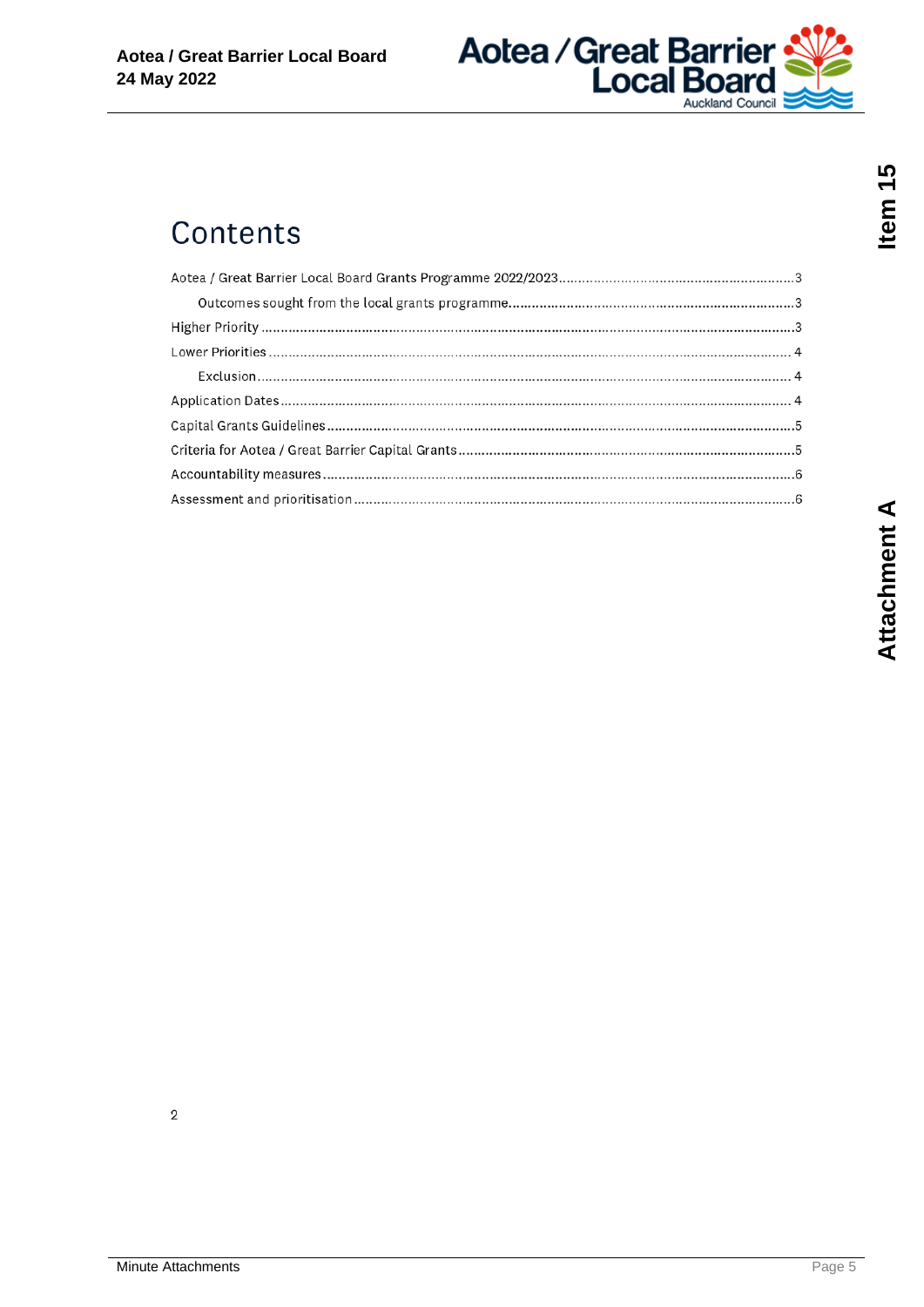# Contents

Aotea / Great Barrier Local Board Grants Programme 2022/2023 .......... 3

Outcomes sought from the local grants programme .......... 3

Higher Priority .......... 3

Lower Priorities .......... 4

Exclusion .......... 4

Application Dates .......... 4

Capital Grants Guidelines .......... 5

Criteria for Aotea / Great Barrier Capital Grants .......... 5

Accountability measures .......... 6

Assessment and prioritisation .......... 6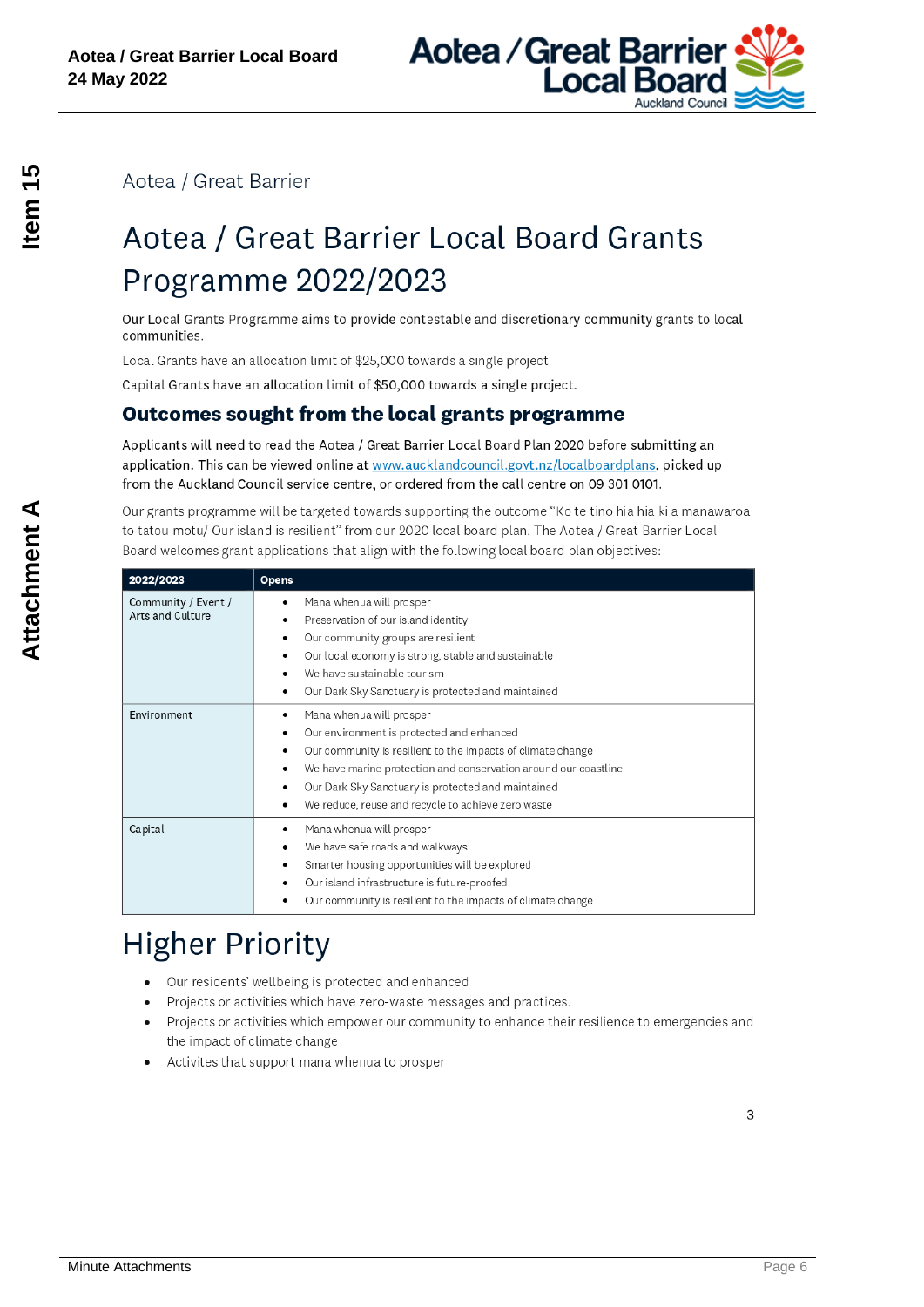Aotea / Great Barrier

# Aotea / Great Barrier Local Board Grants Programme 2022/2023

Our Local Grants Programme aims to provide contestable and discretionary community grants to local communities.

Local Grants have an allocation limit of $25,000 towards a single project.

Capital Grants have an allocation limit of $50,000 towards a single project.

## Outcomes sought from the local grants programme

Applicants will need to read the Aotea / Great Barrier Local Board Plan 2020 before submitting an application. This can be viewed online at www.aucklandcouncil.govt.nz/localboardplans, picked up from the Auckland Council service centre, or ordered from the call centre on 09 301 0101.

Our grants programme will be targeted towards supporting the outcome "Ko te tino hia hia ki a manawaroa to tatou motu/ Our island is resilient" from our 2020 local board plan. The Aotea / Great Barrier Local Board welcomes grant applications that align with the following local board plan objectives:

| 2022/2023 | Opens |
|---|---|
| Community / Event / Arts and Culture | • Mana whenua will prosper<br>• Preservation of our island identity<br>• Our community groups are resilient<br>• Our local economy is strong, stable and sustainable<br>• We have sustainable tourism<br>• Our Dark Sky Sanctuary is protected and maintained |
| Environment | • Mana whenua will prosper<br>• Our environment is protected and enhanced<br>• Our community is resilient to the impacts of climate change<br>• We have marine protection and conservation around our coastline<br>• Our Dark Sky Sanctuary is protected and maintained<br>• We reduce, reuse and recycle to achieve zero waste |
| Capital | • Mana whenua will prosper<br>• We have safe roads and walkways<br>• Smarter housing opportunities will be explored<br>• Our island infrastructure is future-proofed<br>• Our community is resilient to the impacts of climate change |

# Higher Priority

- Our residents' wellbeing is protected and enhanced
- Projects or activities which have zero-waste messages and practices.
- Projects or activities which empower our community to enhance their resilience to emergencies and the impact of climate change
- Activites that support mana whenua to prosper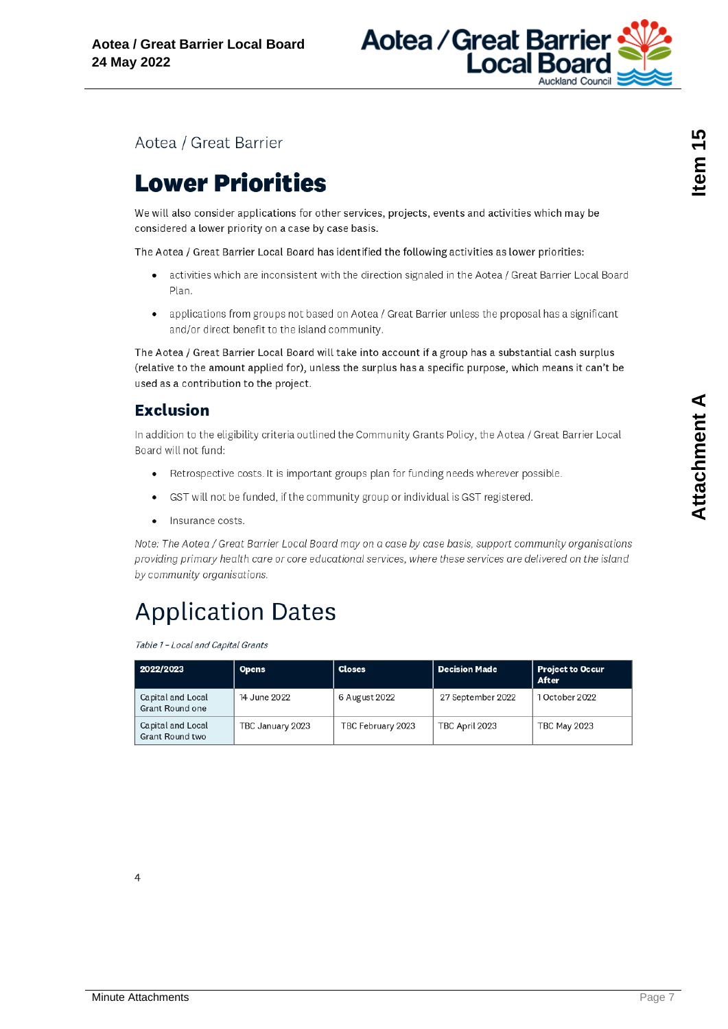Aotea / Great Barrier

# Lower Priorities

We will also consider applications for other services, projects, events and activities which may be considered a lower priority on a case by case basis.

The Aotea / Great Barrier Local Board has identified the following activities as lower priorities:

- activities which are inconsistent with the direction signaled in the Aotea / Great Barrier Local Board Plan.
- applications from groups not based on Aotea / Great Barrier unless the proposal has a significant and/or direct benefit to the island community.

The Aotea / Great Barrier Local Board will take into account if a group has a substantial cash surplus (relative to the amount applied for), unless the surplus has a specific purpose, which means it can't be used as a contribution to the project.

## Exclusion

In addition to the eligibility criteria outlined the Community Grants Policy, the Aotea / Great Barrier Local Board will not fund:

- Retrospective costs. It is important groups plan for funding needs wherever possible.
- GST will not be funded, if the community group or individual is GST registered.
- Insurance costs.

*Note: The Aotea / Great Barrier Local Board may on a case by case basis, support community organisations providing primary health care or core educational services, where these services are delivered on the island by community organisations.*

# Application Dates

*Table 1 – Local and Capital Grants*

| 2022/2023 | Opens | Closes | Decision Made | Project to Occur After |
|---|---|---|---|---|
| Capital and Local Grant Round one | 14 June 2022 | 6 August 2022 | 27 September 2022 | 1 October 2022 |
| Capital and Local Grant Round two | TBC January 2023 | TBC February 2023 | TBC April 2023 | TBC May 2023 |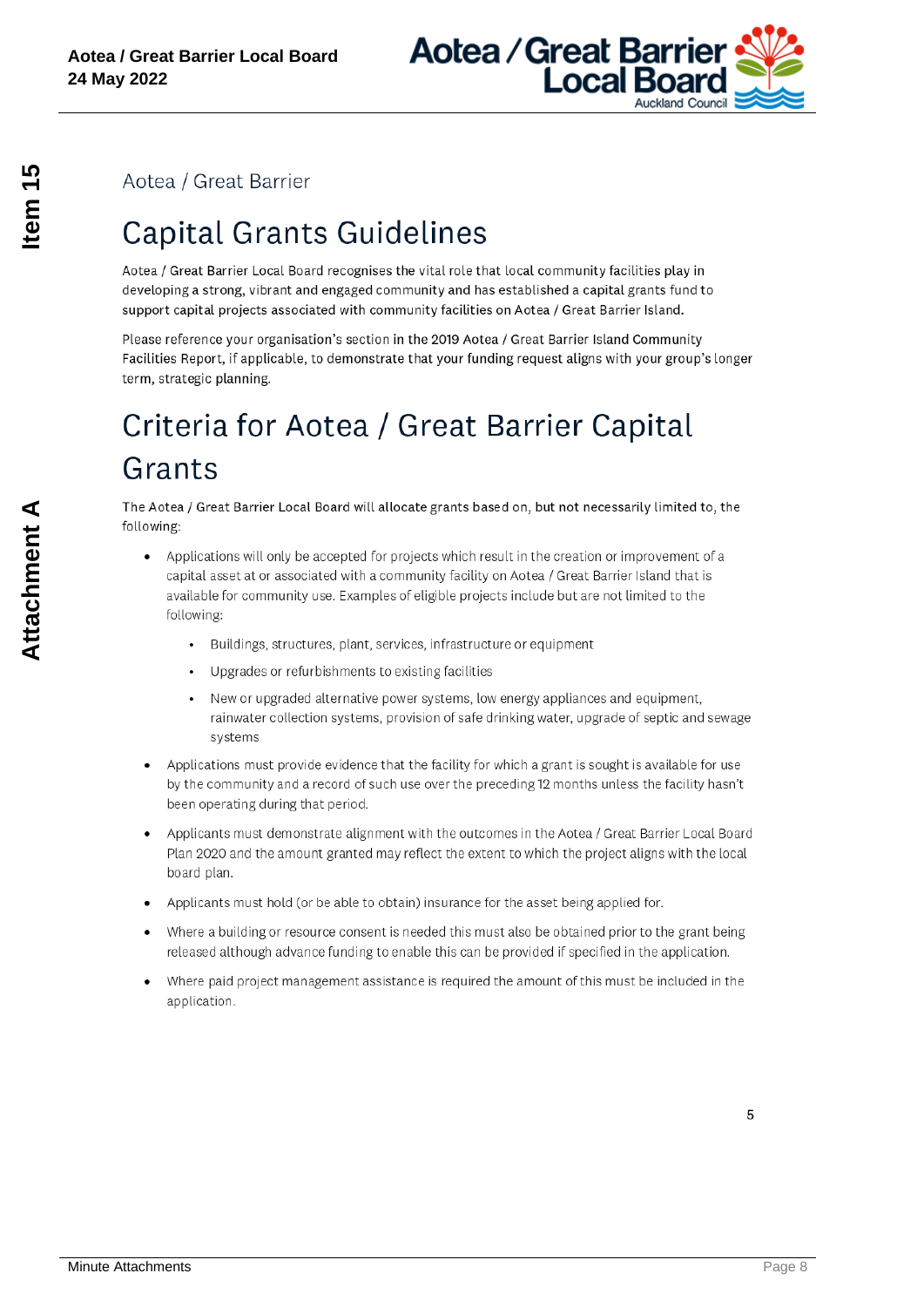Aotea / Great Barrier

# Capital Grants Guidelines

Aotea / Great Barrier Local Board recognises the vital role that local community facilities play in developing a strong, vibrant and engaged community and has established a capital grants fund to support capital projects associated with community facilities on Aotea / Great Barrier Island.

Please reference your organisation's section in the 2019 Aotea / Great Barrier Island Community Facilities Report, if applicable, to demonstrate that your funding request aligns with your group's longer term, strategic planning.

# Criteria for Aotea / Great Barrier Capital Grants

The Aotea / Great Barrier Local Board will allocate grants based on, but not necessarily limited to, the following:

- Applications will only be accepted for projects which result in the creation or improvement of a capital asset at or associated with a community facility on Aotea / Great Barrier Island that is available for community use. Examples of eligible projects include but are not limited to the following:
  - Buildings, structures, plant, services, infrastructure or equipment
  - Upgrades or refurbishments to existing facilities
  - New or upgraded alternative power systems, low energy appliances and equipment, rainwater collection systems, provision of safe drinking water, upgrade of septic and sewage systems
- Applications must provide evidence that the facility for which a grant is sought is available for use by the community and a record of such use over the preceding 12 months unless the facility hasn't been operating during that period.
- Applicants must demonstrate alignment with the outcomes in the Aotea / Great Barrier Local Board Plan 2020 and the amount granted may reflect the extent to which the project aligns with the local board plan.
- Applicants must hold (or be able to obtain) insurance for the asset being applied for.
- Where a building or resource consent is needed this must also be obtained prior to the grant being released although advance funding to enable this can be provided if specified in the application.
- Where paid project management assistance is required the amount of this must be included in the application.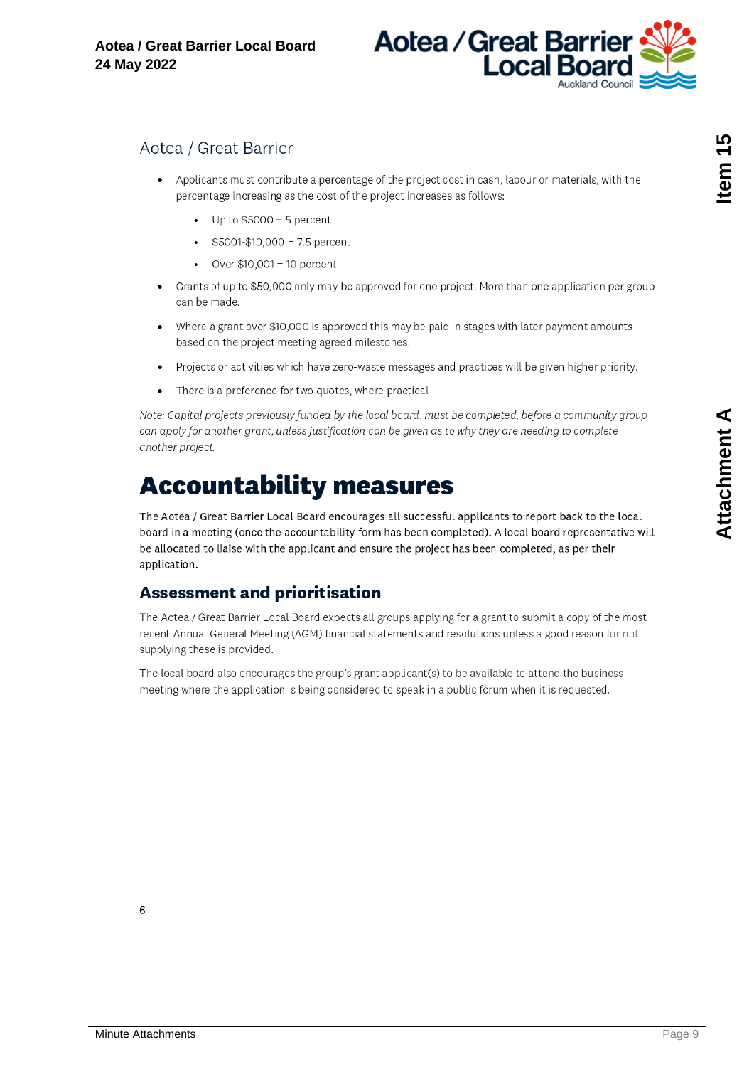## Aotea / Great Barrier

- Applicants must contribute a percentage of the project cost in cash, labour or materials, with the percentage increasing as the cost of the project increases as follows:
  - Up to $5000 = 5 percent
  - $5001-$10,000 = 7.5 percent
  - Over $10,001 = 10 percent
- Grants of up to $50,000 only may be approved for one project. More than one application per group can be made.
- Where a grant over $10,000 is approved this may be paid in stages with later payment amounts based on the project meeting agreed milestones.
- Projects or activities which have zero-waste messages and practices will be given higher priority.
- There is a preference for two quotes, where practical

*Note: Capital projects previously funded by the local board, must be completed, before a community group can apply for another grant, unless justification can be given as to why they are needing to complete another project.*

# Accountability measures

The Aotea / Great Barrier Local Board encourages all successful applicants to report back to the local board in a meeting (once the accountability form has been completed). A local board representative will be allocated to liaise with the applicant and ensure the project has been completed, as per their application.

## Assessment and prioritisation

The Aotea / Great Barrier Local Board expects all groups applying for a grant to submit a copy of the most recent Annual General Meeting (AGM) financial statements and resolutions unless a good reason for not supplying these is provided.

The local board also encourages the group's grant applicant(s) to be available to attend the business meeting where the application is being considered to speak in a public forum when it is requested.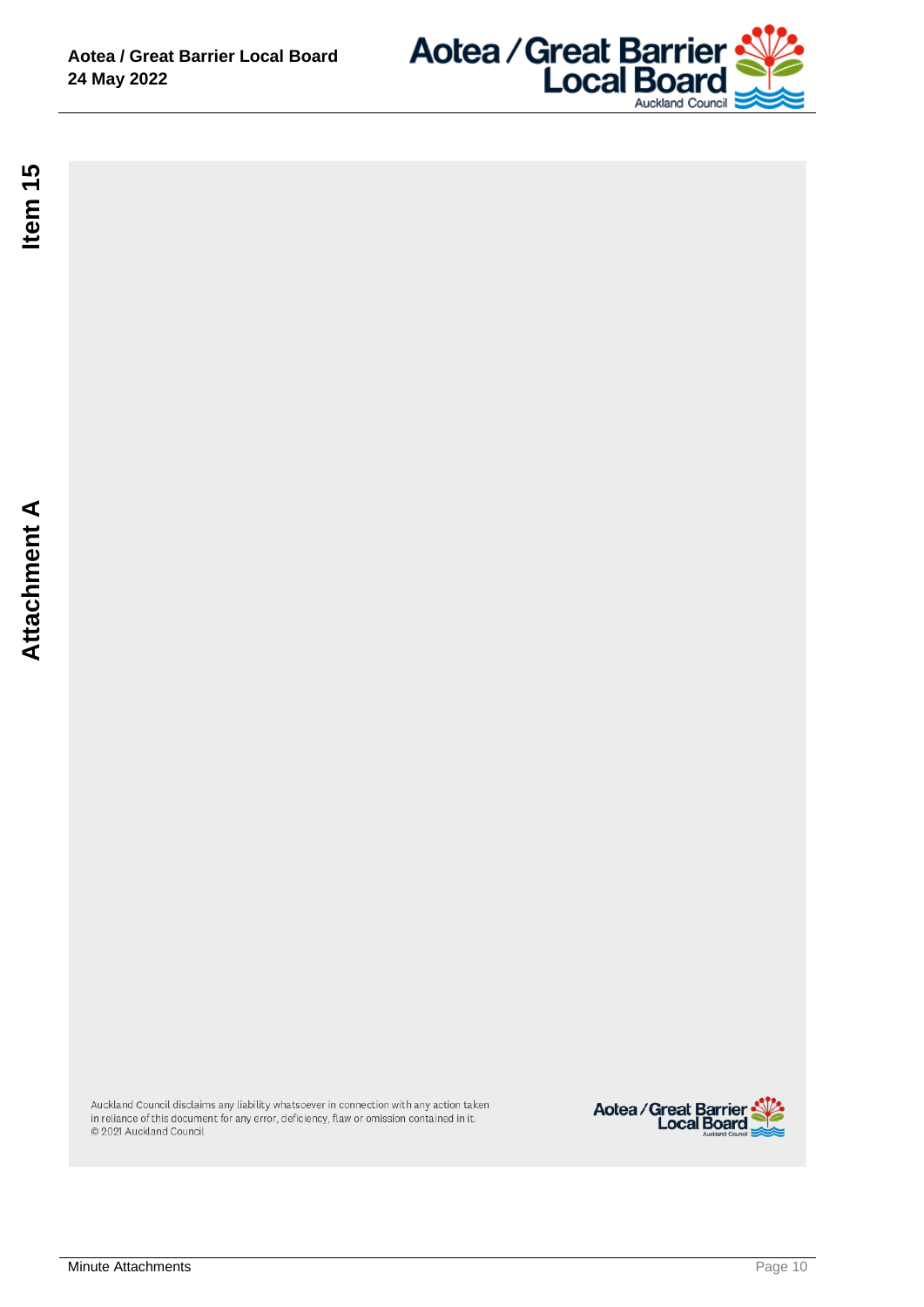Auckland Council disclaims any liability whatsoever in connection with any action taken in reliance of this document for any error, deficiency, flaw or omission contained in it.
© 2021 Auckland Council

Aotea / Great Barrier Local Board